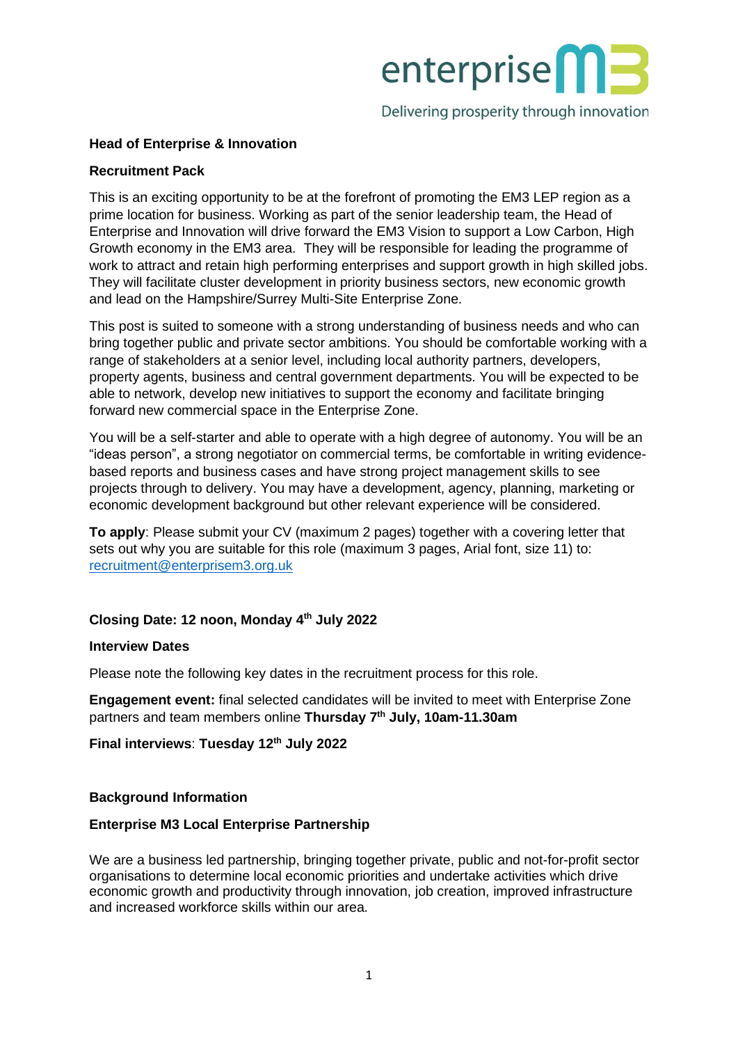enterprise M3

Delivering prosperity through innovation

**Head of Enterprise & Innovation**

**Recruitment Pack**

This is an exciting opportunity to be at the forefront of promoting the EM3 LEP region as a prime location for business. Working as part of the senior leadership team, the Head of Enterprise and Innovation will drive forward the EM3 Vision to support a Low Carbon, High Growth economy in the EM3 area. They will be responsible for leading the programme of work to attract and retain high performing enterprises and support growth in high skilled jobs. They will facilitate cluster development in priority business sectors, new economic growth and lead on the Hampshire/Surrey Multi-Site Enterprise Zone.

This post is suited to someone with a strong understanding of business needs and who can bring together public and private sector ambitions. You should be comfortable working with a range of stakeholders at a senior level, including local authority partners, developers, property agents, business and central government departments. You will be expected to be able to network, develop new initiatives to support the economy and facilitate bringing forward new commercial space in the Enterprise Zone.

You will be a self-starter and able to operate with a high degree of autonomy. You will be an "ideas person", a strong negotiator on commercial terms, be comfortable in writing evidence-based reports and business cases and have strong project management skills to see projects through to delivery. You may have a development, agency, planning, marketing or economic development background but other relevant experience will be considered.

**To apply**: Please submit your CV (maximum 2 pages) together with a covering letter that sets out why you are suitable for this role (maximum 3 pages, Arial font, size 11) to: recruitment@enterprisem3.org.uk

**Closing Date: 12 noon, Monday 4th July 2022**

**Interview Dates**

Please note the following key dates in the recruitment process for this role.

**Engagement event:** final selected candidates will be invited to meet with Enterprise Zone partners and team members online **Thursday 7th July, 10am-11.30am**

**Final interviews**: **Tuesday 12th July 2022**

**Background Information**

**Enterprise M3 Local Enterprise Partnership**

We are a business led partnership, bringing together private, public and not-for-profit sector organisations to determine local economic priorities and undertake activities which drive economic growth and productivity through innovation, job creation, improved infrastructure and increased workforce skills within our area.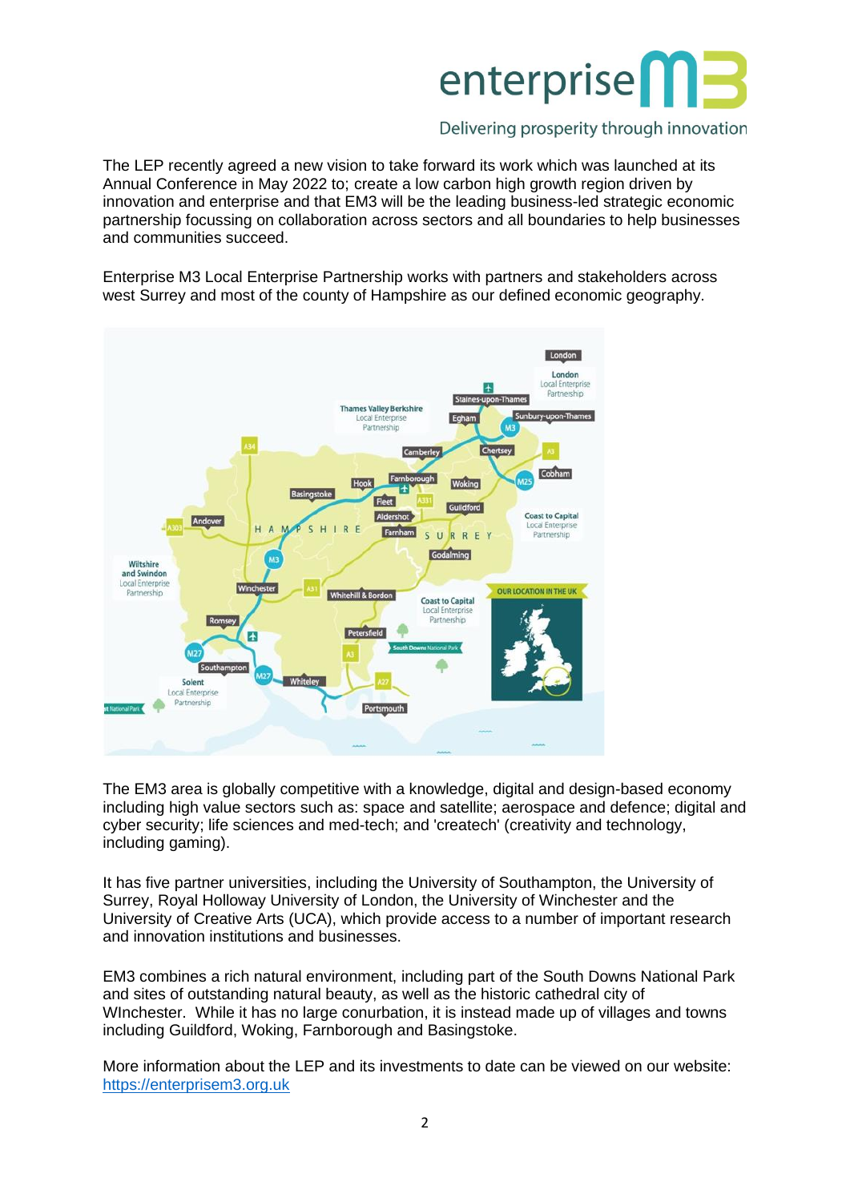The LEP recently agreed a new vision to take forward its work which was launched at its Annual Conference in May 2022 to; create a low carbon high growth region driven by innovation and enterprise and that EM3 will be the leading business-led strategic economic partnership focussing on collaboration across sectors and all boundaries to help businesses and communities succeed.

Enterprise M3 Local Enterprise Partnership works with partners and stakeholders across west Surrey and most of the county of Hampshire as our defined economic geography.

The EM3 area is globally competitive with a knowledge, digital and design-based economy including high value sectors such as: space and satellite; aerospace and defence; digital and cyber security; life sciences and med-tech; and 'createch' (creativity and technology, including gaming).

It has five partner universities, including the University of Southampton, the University of Surrey, Royal Holloway University of London, the University of Winchester and the University of Creative Arts (UCA), which provide access to a number of important research and innovation institutions and businesses.

EM3 combines a rich natural environment, including part of the South Downs National Park and sites of outstanding natural beauty, as well as the historic cathedral city of WInchester. While it has no large conurbation, it is instead made up of villages and towns including Guildford, Woking, Farnborough and Basingstoke.

More information about the LEP and its investments to date can be viewed on our website: https://enterprisem3.org.uk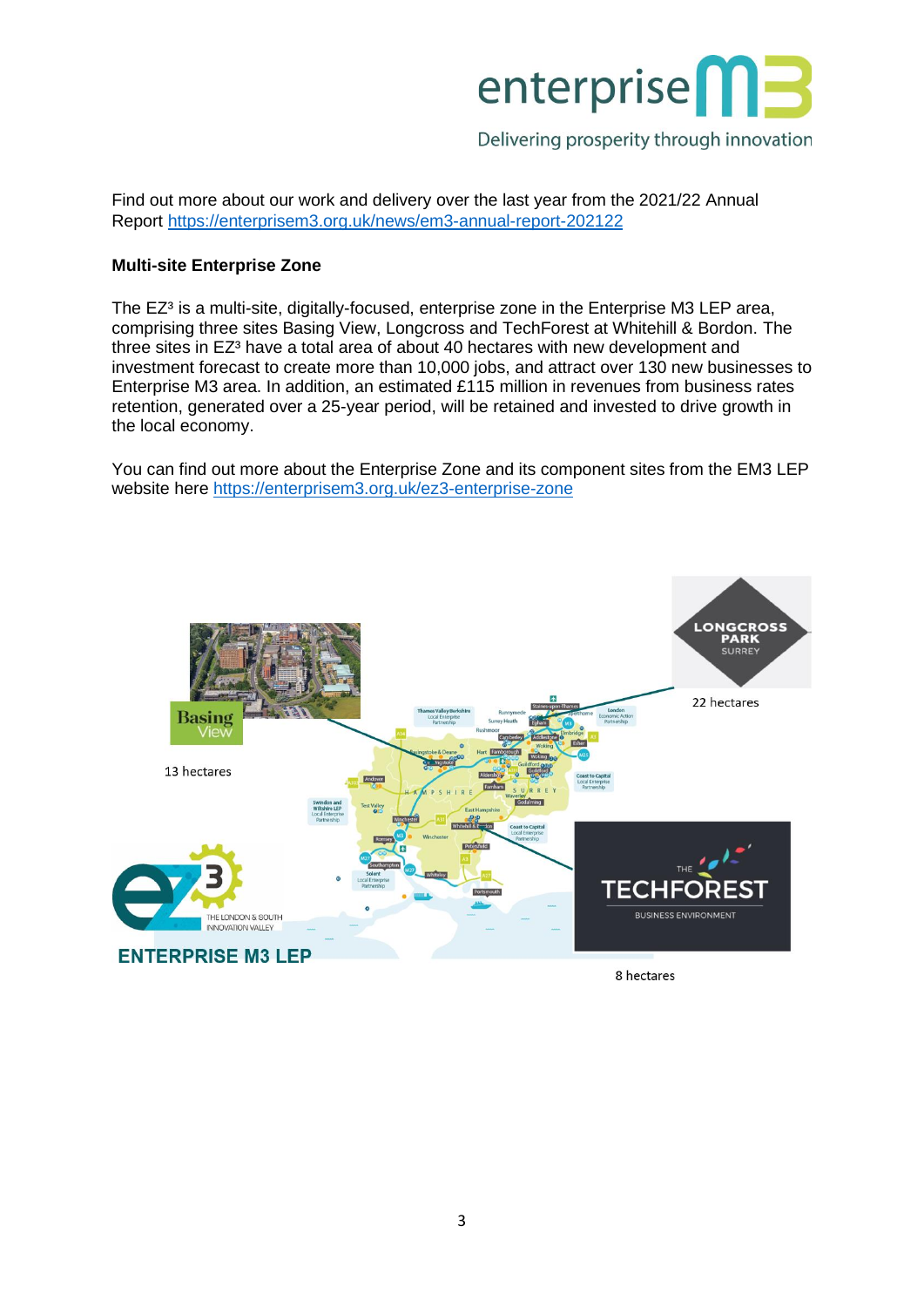Find out more about our work and delivery over the last year from the 2021/22 Annual Report https://enterprisem3.org.uk/news/em3-annual-report-202122

**Multi-site Enterprise Zone**

The EZ³ is a multi-site, digitally-focused, enterprise zone in the Enterprise M3 LEP area, comprising three sites Basing View, Longcross and TechForest at Whitehill & Bordon. The three sites in EZ³ have a total area of about 40 hectares with new development and investment forecast to create more than 10,000 jobs, and attract over 130 new businesses to Enterprise M3 area. In addition, an estimated £115 million in revenues from business rates retention, generated over a 25-year period, will be retained and invested to drive growth in the local economy.

You can find out more about the Enterprise Zone and its component sites from the EM3 LEP website here https://enterprisem3.org.uk/ez3-enterprise-zone

Basing View

13 hectares

LONGCROSS PARK SURREY

22 hectares

THE TECHFOREST BUSINESS ENVIRONMENT

8 hectares

THE LONDON & SOUTH INNOVATION VALLEY

ENTERPRISE M3 LEP